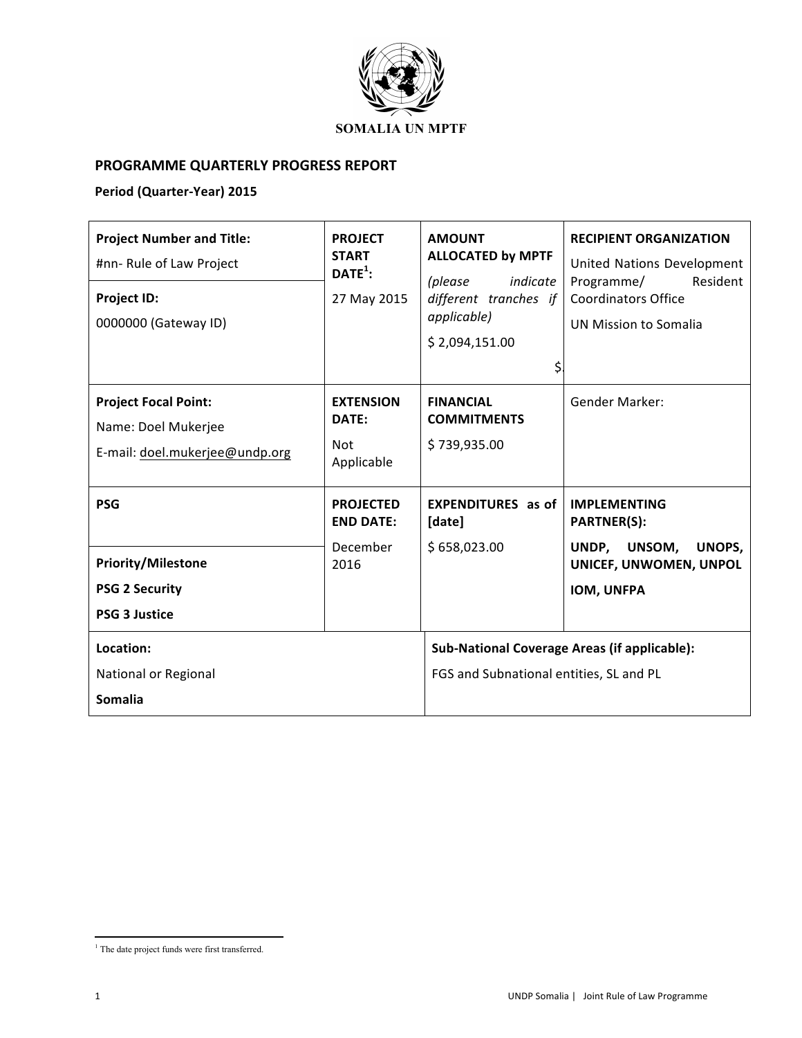**SOMALIA UN MPTF**

## PROGRAMME QUARTERLY PROGRESS REPORT

**Period (Quarter-Year) 2015**

| **Project Number and Title:** #nn- Rule of Law Project | **PROJECT START DATE[1]:** 27 May 2015 | **AMOUNT ALLOCATED by MPTF** *(please indicate different tranches if applicable)* $ 2,094,151.00 $ | **RECIPIENT ORGANIZATION** United Nations Development Programme/ Resident Coordinators Office UN Mission to Somalia |
|---|---|---|---|
| **Project ID:** 0000000 (Gateway ID) | | | |
| **Project Focal Point:** Name: Doel Mukerjee E-mail: doel.mukerjee@undp.org | **EXTENSION DATE:** Not Applicable | **FINANCIAL COMMITMENTS** $ 739,935.00 | Gender Marker: |
| **PSG** | **PROJECTED END DATE:** December 2016 | **EXPENDITURES as of [date]** $ 658,023.00 | **IMPLEMENTING PARTNER(S):** **UNDP, UNSOM, UNOPS, UNICEF, UNWOMEN, UNPOL IOM, UNFPA** |
| **Priority/Milestone** **PSG 2 Security** **PSG 3 Justice** | | | |
| **Location:** National or Regional **Somalia** | | **Sub-National Coverage Areas (if applicable):** FGS and Subnational entities, SL and PL | |

[1] The date project funds were first transferred.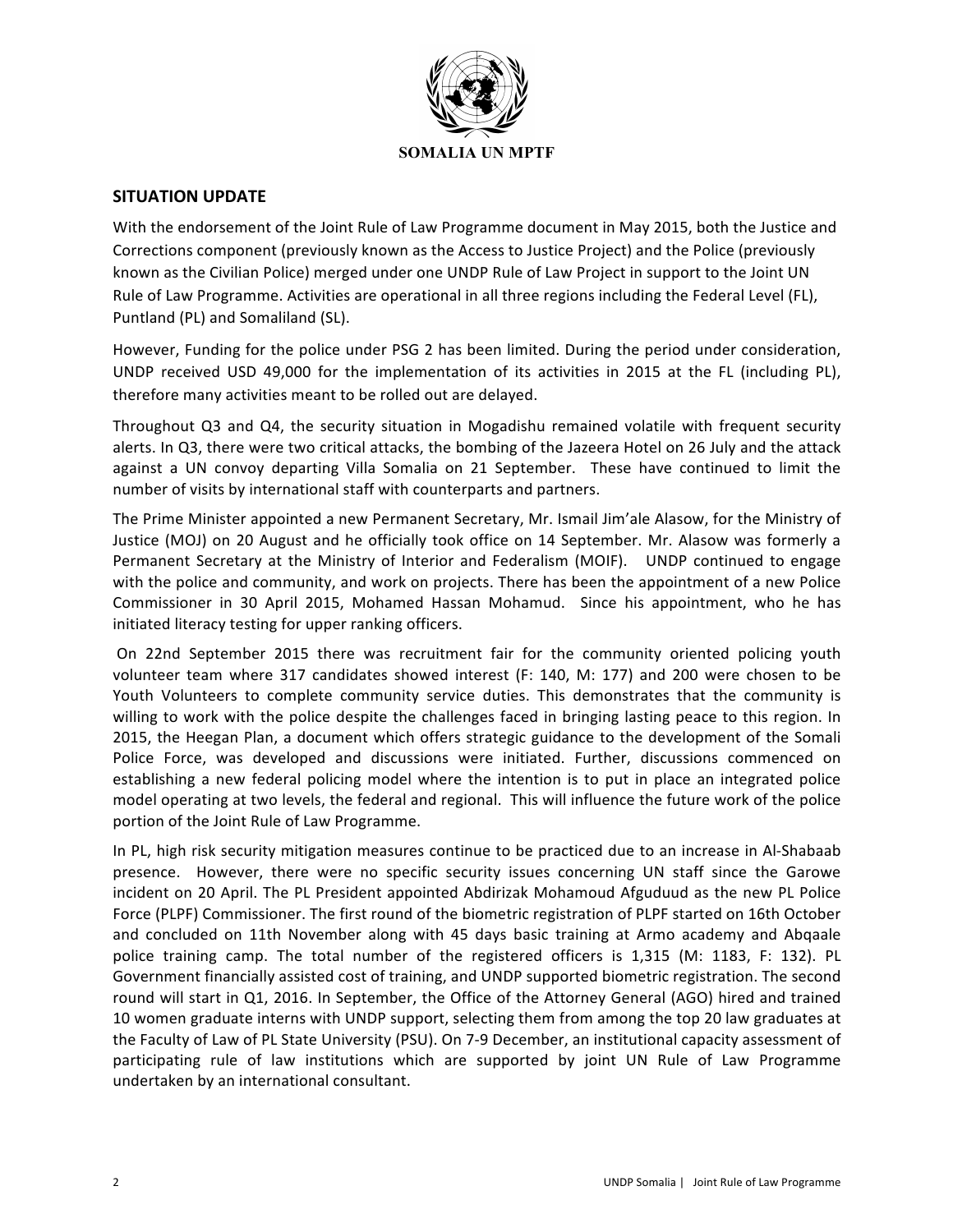## SITUATION UPDATE

With the endorsement of the Joint Rule of Law Programme document in May 2015, both the Justice and Corrections component (previously known as the Access to Justice Project) and the Police (previously known as the Civilian Police) merged under one UNDP Rule of Law Project in support to the Joint UN Rule of Law Programme. Activities are operational in all three regions including the Federal Level (FL), Puntland (PL) and Somaliland (SL).

However, Funding for the police under PSG 2 has been limited. During the period under consideration, UNDP received USD 49,000 for the implementation of its activities in 2015 at the FL (including PL), therefore many activities meant to be rolled out are delayed.

Throughout Q3 and Q4, the security situation in Mogadishu remained volatile with frequent security alerts. In Q3, there were two critical attacks, the bombing of the Jazeera Hotel on 26 July and the attack against a UN convoy departing Villa Somalia on 21 September. These have continued to limit the number of visits by international staff with counterparts and partners.

The Prime Minister appointed a new Permanent Secretary, Mr. Ismail Jim'ale Alasow, for the Ministry of Justice (MOJ) on 20 August and he officially took office on 14 September. Mr. Alasow was formerly a Permanent Secretary at the Ministry of Interior and Federalism (MOIF). UNDP continued to engage with the police and community, and work on projects. There has been the appointment of a new Police Commissioner in 30 April 2015, Mohamed Hassan Mohamud. Since his appointment, who he has initiated literacy testing for upper ranking officers.

On 22nd September 2015 there was recruitment fair for the community oriented policing youth volunteer team where 317 candidates showed interest (F: 140, M: 177) and 200 were chosen to be Youth Volunteers to complete community service duties. This demonstrates that the community is willing to work with the police despite the challenges faced in bringing lasting peace to this region. In 2015, the Heegan Plan, a document which offers strategic guidance to the development of the Somali Police Force, was developed and discussions were initiated. Further, discussions commenced on establishing a new federal policing model where the intention is to put in place an integrated police model operating at two levels, the federal and regional. This will influence the future work of the police portion of the Joint Rule of Law Programme.

In PL, high risk security mitigation measures continue to be practiced due to an increase in Al-Shabaab presence. However, there were no specific security issues concerning UN staff since the Garowe incident on 20 April. The PL President appointed Abdirizak Mohamoud Afguduud as the new PL Police Force (PLPF) Commissioner. The first round of the biometric registration of PLPF started on 16th October and concluded on 11th November along with 45 days basic training at Armo academy and Abqaale police training camp. The total number of the registered officers is 1,315 (M: 1183, F: 132). PL Government financially assisted cost of training, and UNDP supported biometric registration. The second round will start in Q1, 2016. In September, the Office of the Attorney General (AGO) hired and trained 10 women graduate interns with UNDP support, selecting them from among the top 20 law graduates at the Faculty of Law of PL State University (PSU). On 7-9 December, an institutional capacity assessment of participating rule of law institutions which are supported by joint UN Rule of Law Programme undertaken by an international consultant.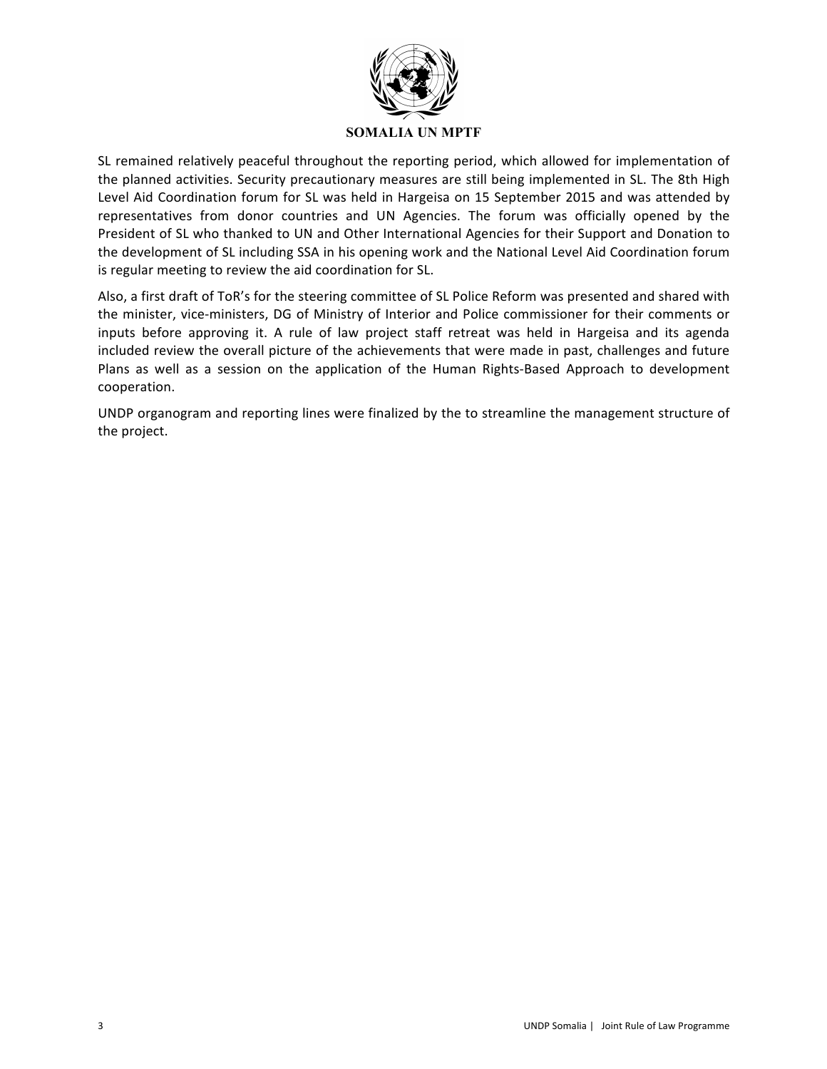SL remained relatively peaceful throughout the reporting period, which allowed for implementation of the planned activities. Security precautionary measures are still being implemented in SL. The 8th High Level Aid Coordination forum for SL was held in Hargeisa on 15 September 2015 and was attended by representatives from donor countries and UN Agencies. The forum was officially opened by the President of SL who thanked to UN and Other International Agencies for their Support and Donation to the development of SL including SSA in his opening work and the National Level Aid Coordination forum is regular meeting to review the aid coordination for SL.

Also, a first draft of ToR's for the steering committee of SL Police Reform was presented and shared with the minister, vice-ministers, DG of Ministry of Interior and Police commissioner for their comments or inputs before approving it. A rule of law project staff retreat was held in Hargeisa and its agenda included review the overall picture of the achievements that were made in past, challenges and future Plans as well as a session on the application of the Human Rights-Based Approach to development cooperation.

UNDP organogram and reporting lines were finalized by the to streamline the management structure of the project.